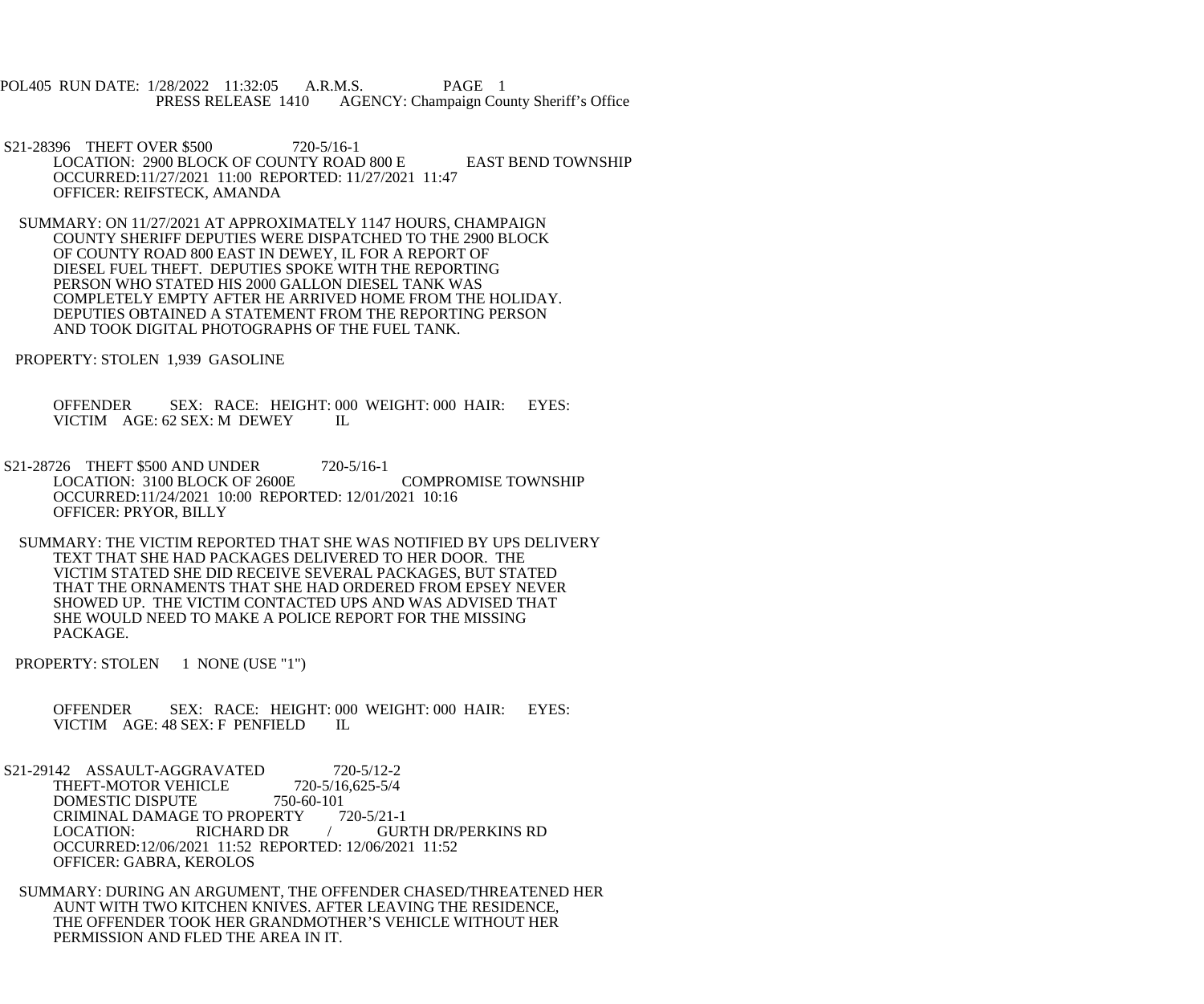POL405 RUN DATE: 1/28/2022 11:32:05 A.R.M.S. PAGE 1
PRESS RELEASE 1410 AGENCY: Champaign County Sheriff's Office

S21-28396 THEFT OVER $500 720-5/16-1
LOCATION: 2900 BLOCK OF COUNTY ROAD 800 E EAST BEND TOWNSHIP
OCCURRED:11/27/2021 11:00 REPORTED: 11/27/2021 11:47
OFFICER: REIFSTECK, AMANDA

SUMMARY: ON 11/27/2021 AT APPROXIMATELY 1147 HOURS, CHAMPAIGN COUNTY SHERIFF DEPUTIES WERE DISPATCHED TO THE 2900 BLOCK OF COUNTY ROAD 800 EAST IN DEWEY, IL FOR A REPORT OF DIESEL FUEL THEFT. DEPUTIES SPOKE WITH THE REPORTING PERSON WHO STATED HIS 2000 GALLON DIESEL TANK WAS COMPLETELY EMPTY AFTER HE ARRIVED HOME FROM THE HOLIDAY. DEPUTIES OBTAINED A STATEMENT FROM THE REPORTING PERSON AND TOOK DIGITAL PHOTOGRAPHS OF THE FUEL TANK.

PROPERTY: STOLEN 1,939 GASOLINE

OFFENDER SEX: RACE: HEIGHT: 000 WEIGHT: 000 HAIR: EYES:
VICTIM AGE: 62 SEX: M DEWEY IL

S21-28726 THEFT $500 AND UNDER 720-5/16-1
LOCATION: 3100 BLOCK OF 2600E COMPROMISE TOWNSHIP
OCCURRED:11/24/2021 10:00 REPORTED: 12/01/2021 10:16
OFFICER: PRYOR, BILLY

SUMMARY: THE VICTIM REPORTED THAT SHE WAS NOTIFIED BY UPS DELIVERY TEXT THAT SHE HAD PACKAGES DELIVERED TO HER DOOR. THE VICTIM STATED SHE DID RECEIVE SEVERAL PACKAGES, BUT STATED THAT THE ORNAMENTS THAT SHE HAD ORDERED FROM EPSEY NEVER SHOWED UP. THE VICTIM CONTACTED UPS AND WAS ADVISED THAT SHE WOULD NEED TO MAKE A POLICE REPORT FOR THE MISSING PACKAGE.

PROPERTY: STOLEN 1 NONE (USE "1")

OFFENDER SEX: RACE: HEIGHT: 000 WEIGHT: 000 HAIR: EYES:
VICTIM AGE: 48 SEX: F PENFIELD IL

S21-29142 ASSAULT-AGGRAVATED 720-5/12-2
THEFT-MOTOR VEHICLE 720-5/16,625-5/4
DOMESTIC DISPUTE 750-60-101
CRIMINAL DAMAGE TO PROPERTY 720-5/21-1
LOCATION: RICHARD DR / GURTH DR/PERKINS RD
OCCURRED:12/06/2021 11:52 REPORTED: 12/06/2021 11:52
OFFICER: GABRA, KEROLOS

SUMMARY: DURING AN ARGUMENT, THE OFFENDER CHASED/THREATENED HER AUNT WITH TWO KITCHEN KNIVES. AFTER LEAVING THE RESIDENCE, THE OFFENDER TOOK HER GRANDMOTHER'S VEHICLE WITHOUT HER PERMISSION AND FLED THE AREA IN IT.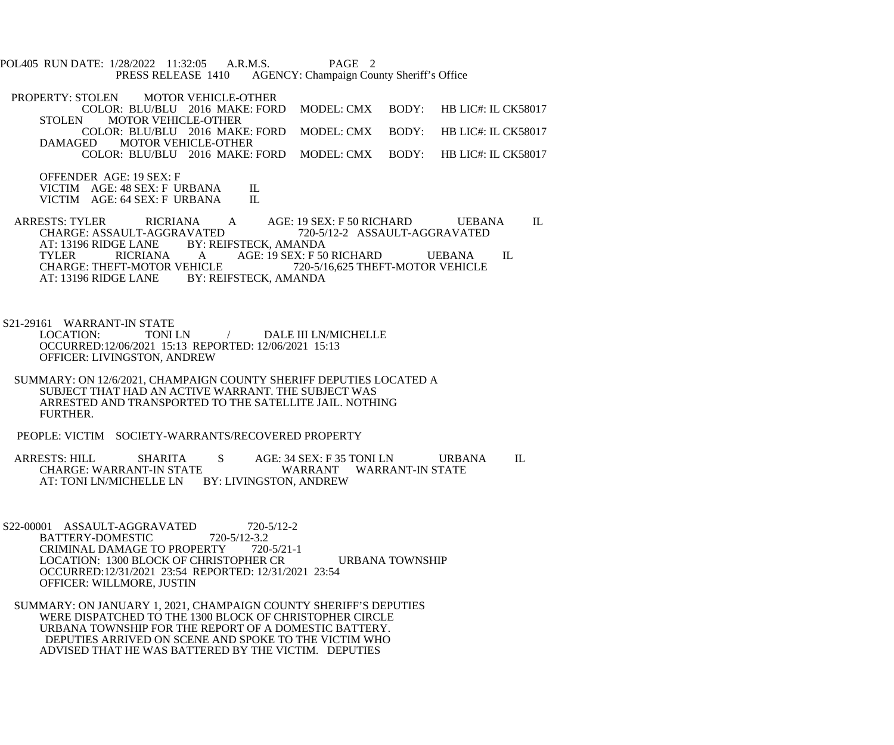POL405 RUN DATE: 1/28/2022 11:32:05 A.R.M.S. PAGE 2
PRESS RELEASE 1410 AGENCY: Champaign County Sheriff's Office

PROPERTY: STOLEN MOTOR VEHICLE-OTHER
COLOR: BLU/BLU 2016 MAKE: FORD MODEL: CMX BODY: HB LIC#: IL CK58017
STOLEN MOTOR VEHICLE-OTHER
COLOR: BLU/BLU 2016 MAKE: FORD MODEL: CMX BODY: HB LIC#: IL CK58017
DAMAGED MOTOR VEHICLE-OTHER
COLOR: BLU/BLU 2016 MAKE: FORD MODEL: CMX BODY: HB LIC#: IL CK58017

OFFENDER AGE: 19 SEX: F
VICTIM AGE: 48 SEX: F URBANA IL
VICTIM AGE: 64 SEX: F URBANA IL

ARRESTS: TYLER RICRIANA A AGE: 19 SEX: F 50 RICHARD UEBANA IL
CHARGE: ASSAULT-AGGRAVATED 720-5/12-2 ASSAULT-AGGRAVATED
AT: 13196 RIDGE LANE BY: REIFSTECK, AMANDA
TYLER RICRIANA A AGE: 19 SEX: F 50 RICHARD UEBANA IL
CHARGE: THEFT-MOTOR VEHICLE 720-5/16,625 THEFT-MOTOR VEHICLE
AT: 13196 RIDGE LANE BY: REIFSTECK, AMANDA

S21-29161 WARRANT-IN STATE
LOCATION: TONI LN / DALE III LN/MICHELLE
OCCURRED:12/06/2021 15:13 REPORTED: 12/06/2021 15:13
OFFICER: LIVINGSTON, ANDREW

SUMMARY: ON 12/6/2021, CHAMPAIGN COUNTY SHERIFF DEPUTIES LOCATED A SUBJECT THAT HAD AN ACTIVE WARRANT. THE SUBJECT WAS ARRESTED AND TRANSPORTED TO THE SATELLITE JAIL. NOTHING FURTHER.

PEOPLE: VICTIM SOCIETY-WARRANTS/RECOVERED PROPERTY

ARRESTS: HILL SHARITA S AGE: 34 SEX: F 35 TONI LN URBANA IL
CHARGE: WARRANT-IN STATE WARRANT WARRANT-IN STATE
AT: TONI LN/MICHELLE LN BY: LIVINGSTON, ANDREW

S22-00001 ASSAULT-AGGRAVATED 720-5/12-2
BATTERY-DOMESTIC 720-5/12-3.2
CRIMINAL DAMAGE TO PROPERTY 720-5/21-1
LOCATION: 1300 BLOCK OF CHRISTOPHER CR URBANA TOWNSHIP
OCCURRED:12/31/2021 23:54 REPORTED: 12/31/2021 23:54
OFFICER: WILLMORE, JUSTIN

SUMMARY: ON JANUARY 1, 2021, CHAMPAIGN COUNTY SHERIFF'S DEPUTIES WERE DISPATCHED TO THE 1300 BLOCK OF CHRISTOPHER CIRCLE URBANA TOWNSHIP FOR THE REPORT OF A DOMESTIC BATTERY. DEPUTIES ARRIVED ON SCENE AND SPOKE TO THE VICTIM WHO ADVISED THAT HE WAS BATTERED BY THE VICTIM. DEPUTIES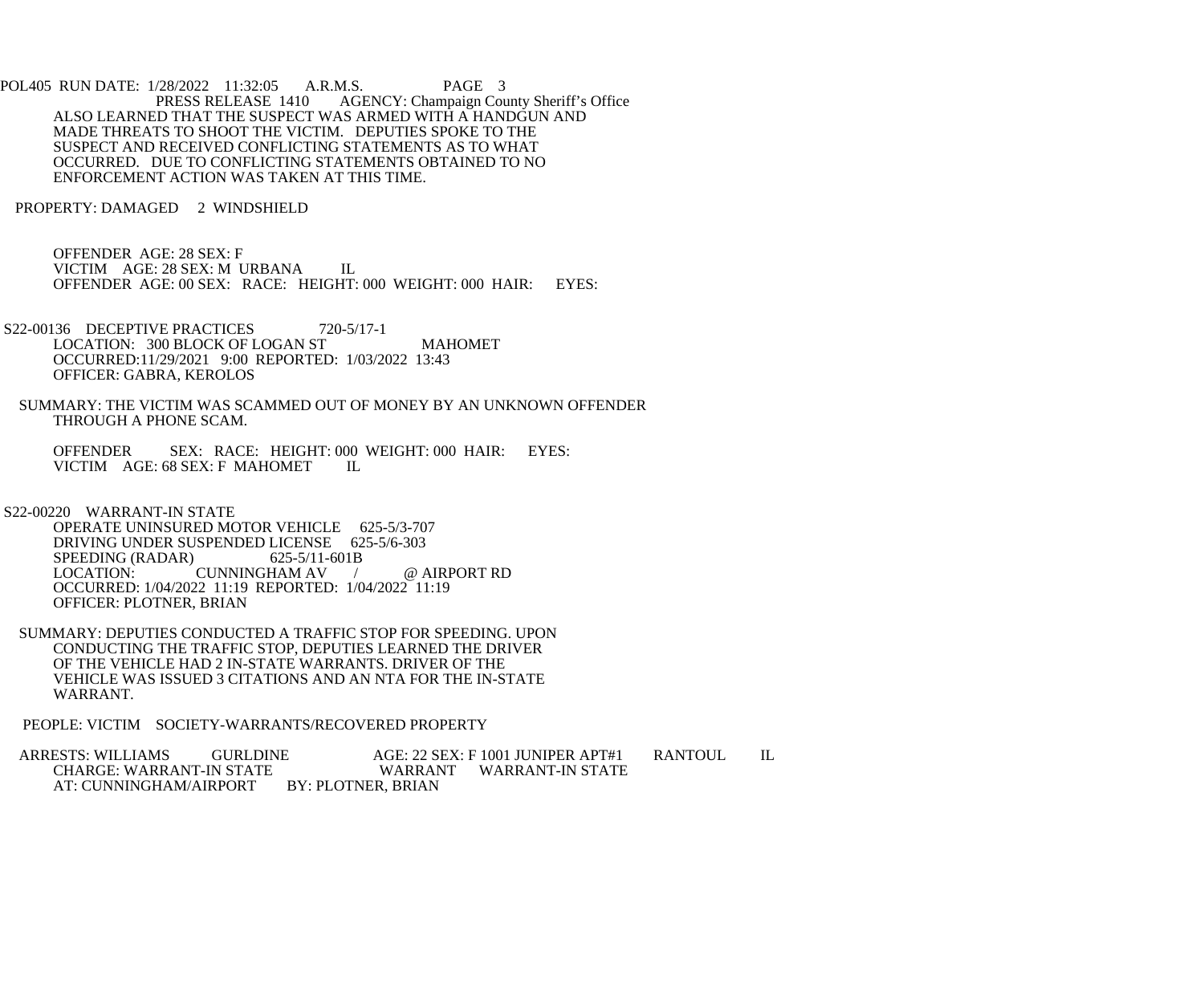ALSO LEARNED THAT THE SUSPECT WAS ARMED WITH A HANDGUN AND MADE THREATS TO SHOOT THE VICTIM. DEPUTIES SPOKE TO THE SUSPECT AND RECEIVED CONFLICTING STATEMENTS AS TO WHAT OCCURRED. DUE TO CONFLICTING STATEMENTS OBTAINED TO NO ENFORCEMENT ACTION WAS TAKEN AT THIS TIME.

PROPERTY: DAMAGED 2 WINDSHIELD

OFFENDER AGE: 28 SEX: F
VICTIM AGE: 28 SEX: M URBANA IL
OFFENDER AGE: 00 SEX: RACE: HEIGHT: 000 WEIGHT: 000 HAIR: EYES:

S22-00136 DECEPTIVE PRACTICES 720-5/17-1
LOCATION: 300 BLOCK OF LOGAN ST MAHOMET
OCCURRED:11/29/2021 9:00 REPORTED: 1/03/2022 13:43
OFFICER: GABRA, KEROLOS

SUMMARY: THE VICTIM WAS SCAMMED OUT OF MONEY BY AN UNKNOWN OFFENDER THROUGH A PHONE SCAM.

OFFENDER SEX: RACE: HEIGHT: 000 WEIGHT: 000 HAIR: EYES:
VICTIM AGE: 68 SEX: F MAHOMET IL

S22-00220 WARRANT-IN STATE
OPERATE UNINSURED MOTOR VEHICLE 625-5/3-707
DRIVING UNDER SUSPENDED LICENSE 625-5/6-303
SPEEDING (RADAR) 625-5/11-601B
LOCATION: CUNNINGHAM AV / @ AIRPORT RD
OCCURRED: 1/04/2022 11:19 REPORTED: 1/04/2022 11:19
OFFICER: PLOTNER, BRIAN

SUMMARY: DEPUTIES CONDUCTED A TRAFFIC STOP FOR SPEEDING. UPON CONDUCTING THE TRAFFIC STOP, DEPUTIES LEARNED THE DRIVER OF THE VEHICLE HAD 2 IN-STATE WARRANTS. DRIVER OF THE VEHICLE WAS ISSUED 3 CITATIONS AND AN NTA FOR THE IN-STATE WARRANT.

PEOPLE: VICTIM SOCIETY-WARRANTS/RECOVERED PROPERTY

ARRESTS: WILLIAMS GURLDINE AGE: 22 SEX: F 1001 JUNIPER APT#1 RANTOUL IL
CHARGE: WARRANT-IN STATE WARRANT WARRANT-IN STATE
AT: CUNNINGHAM/AIRPORT BY: PLOTNER, BRIAN